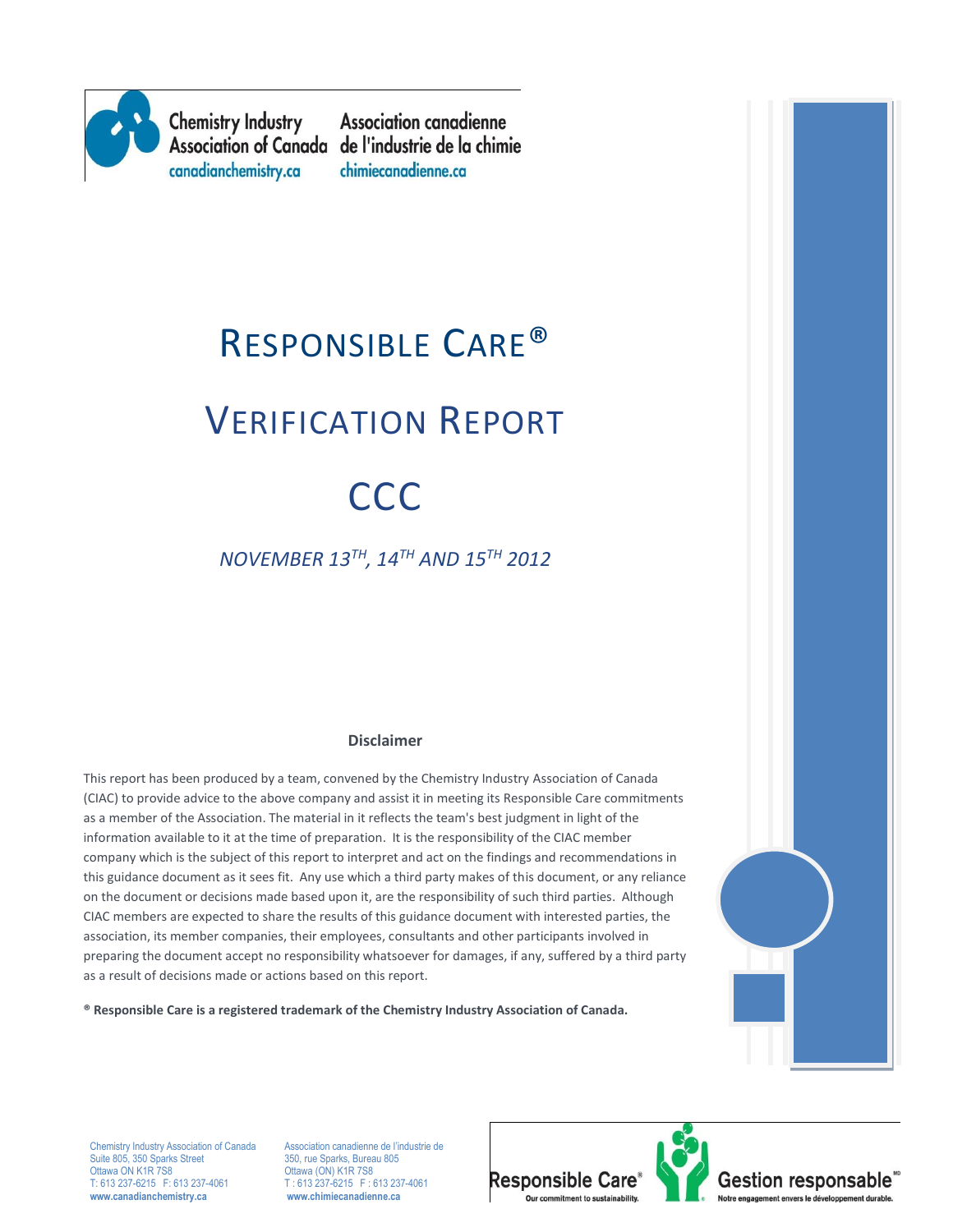Chemistry Industry Association of Canada
canadianchemistry.ca

Association canadienne de l'industrie de la chimie
chimiecanadienne.ca

# RESPONSIBLE CARE®

# VERIFICATION REPORT

# CCC

*NOVEMBER 13TH, 14TH AND 15TH 2012*

**Disclaimer**

This report has been produced by a team, convened by the Chemistry Industry Association of Canada (CIAC) to provide advice to the above company and assist it in meeting its Responsible Care commitments as a member of the Association. The material in it reflects the team's best judgment in light of the information available to it at the time of preparation. It is the responsibility of the CIAC member company which is the subject of this report to interpret and act on the findings and recommendations in this guidance document as it sees fit. Any use which a third party makes of this document, or any reliance on the document or decisions made based upon it, are the responsibility of such third parties. Although CIAC members are expected to share the results of this guidance document with interested parties, the association, its member companies, their employees, consultants and other participants involved in preparing the document accept no responsibility whatsoever for damages, if any, suffered by a third party as a result of decisions made or actions based on this report.

**® Responsible Care is a registered trademark of the Chemistry Industry Association of Canada.**

Chemistry Industry Association of Canada
Suite 805, 350 Sparks Street
Ottawa ON K1R 7S8
T: 613 237-6215 F: 613 237-4061
**www.canadianchemistry.ca**

Association canadienne de l'industrie de
350, rue Sparks, Bureau 805
Ottawa (ON) K1R 7S8
T : 613 237-6215 F : 613 237-4061
**www.chimiecanadienne.ca**

Responsible Care® Our commitment to sustainability.
Gestion responsable MD Notre engagement envers le développement durable.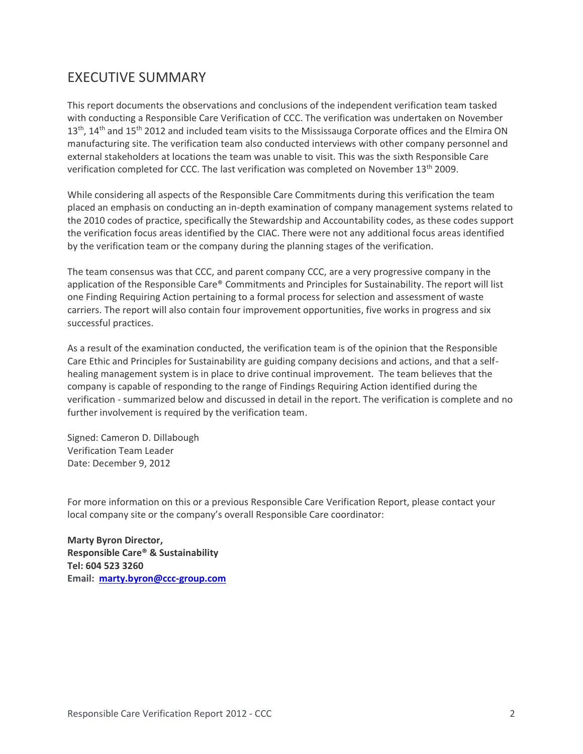# EXECUTIVE SUMMARY

This report documents the observations and conclusions of the independent verification team tasked with conducting a Responsible Care Verification of CCC. The verification was undertaken on November 13th, 14th and 15th 2012 and included team visits to the Mississauga Corporate offices and the Elmira ON manufacturing site. The verification team also conducted interviews with other company personnel and external stakeholders at locations the team was unable to visit. This was the sixth Responsible Care verification completed for CCC. The last verification was completed on November 13th 2009.

While considering all aspects of the Responsible Care Commitments during this verification the team placed an emphasis on conducting an in-depth examination of company management systems related to the 2010 codes of practice, specifically the Stewardship and Accountability codes, as these codes support the verification focus areas identified by the CIAC. There were not any additional focus areas identified by the verification team or the company during the planning stages of the verification.

The team consensus was that CCC, and parent company CCC, are a very progressive company in the application of the Responsible Care® Commitments and Principles for Sustainability. The report will list one Finding Requiring Action pertaining to a formal process for selection and assessment of waste carriers. The report will also contain four improvement opportunities, five works in progress and six successful practices.

As a result of the examination conducted, the verification team is of the opinion that the Responsible Care Ethic and Principles for Sustainability are guiding company decisions and actions, and that a self-healing management system is in place to drive continual improvement. The team believes that the company is capable of responding to the range of Findings Requiring Action identified during the verification - summarized below and discussed in detail in the report. The verification is complete and no further involvement is required by the verification team.

Signed: Cameron D. Dillabough
Verification Team Leader
Date: December 9, 2012

For more information on this or a previous Responsible Care Verification Report, please contact your local company site or the company's overall Responsible Care coordinator:

**Marty Byron Director,**
**Responsible Care® & Sustainability**
**Tel: 604 523 3260**
**Email: marty.byron@ccc-group.com**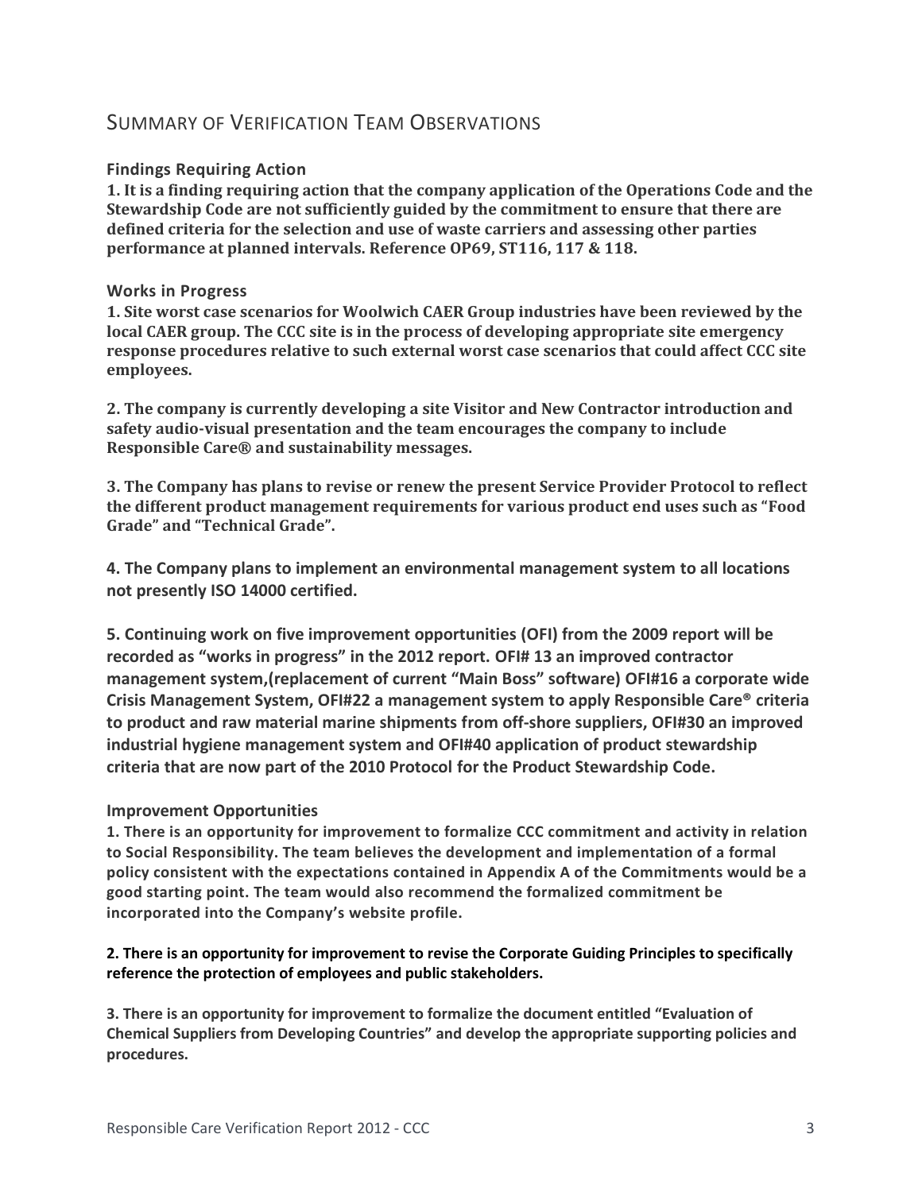## Summary of Verification Team Observations

### Findings Requiring Action

**1. It is a finding requiring action that the company application of the Operations Code and the Stewardship Code are not sufficiently guided by the commitment to ensure that there are defined criteria for the selection and use of waste carriers and assessing other parties performance at planned intervals. Reference OP69, ST116, 117 & 118.**

### Works in Progress

**1. Site worst case scenarios for Woolwich CAER Group industries have been reviewed by the local CAER group. The CCC site is in the process of developing appropriate site emergency response procedures relative to such external worst case scenarios that could affect CCC site employees.**

**2. The company is currently developing a site Visitor and New Contractor introduction and safety audio-visual presentation and the team encourages the company to include Responsible Care® and sustainability messages.**

**3. The Company has plans to revise or renew the present Service Provider Protocol to reflect the different product management requirements for various product end uses such as "Food Grade" and "Technical Grade".**

**4. The Company plans to implement an environmental management system to all locations not presently ISO 14000 certified.**

**5. Continuing work on five improvement opportunities (OFI) from the 2009 report will be recorded as "works in progress" in the 2012 report. OFI# 13 an improved contractor management system,(replacement of current "Main Boss" software) OFI#16 a corporate wide Crisis Management System, OFI#22 a management system to apply Responsible Care® criteria to product and raw material marine shipments from off-shore suppliers, OFI#30 an improved industrial hygiene management system and OFI#40 application of product stewardship criteria that are now part of the 2010 Protocol for the Product Stewardship Code.**

### Improvement Opportunities

**1. There is an opportunity for improvement to formalize CCC commitment and activity in relation to Social Responsibility. The team believes the development and implementation of a formal policy consistent with the expectations contained in Appendix A of the Commitments would be a good starting point. The team would also recommend the formalized commitment be incorporated into the Company's website profile.**

**2. There is an opportunity for improvement to revise the Corporate Guiding Principles to specifically reference the protection of employees and public stakeholders.**

**3. There is an opportunity for improvement to formalize the document entitled "Evaluation of Chemical Suppliers from Developing Countries" and develop the appropriate supporting policies and procedures.**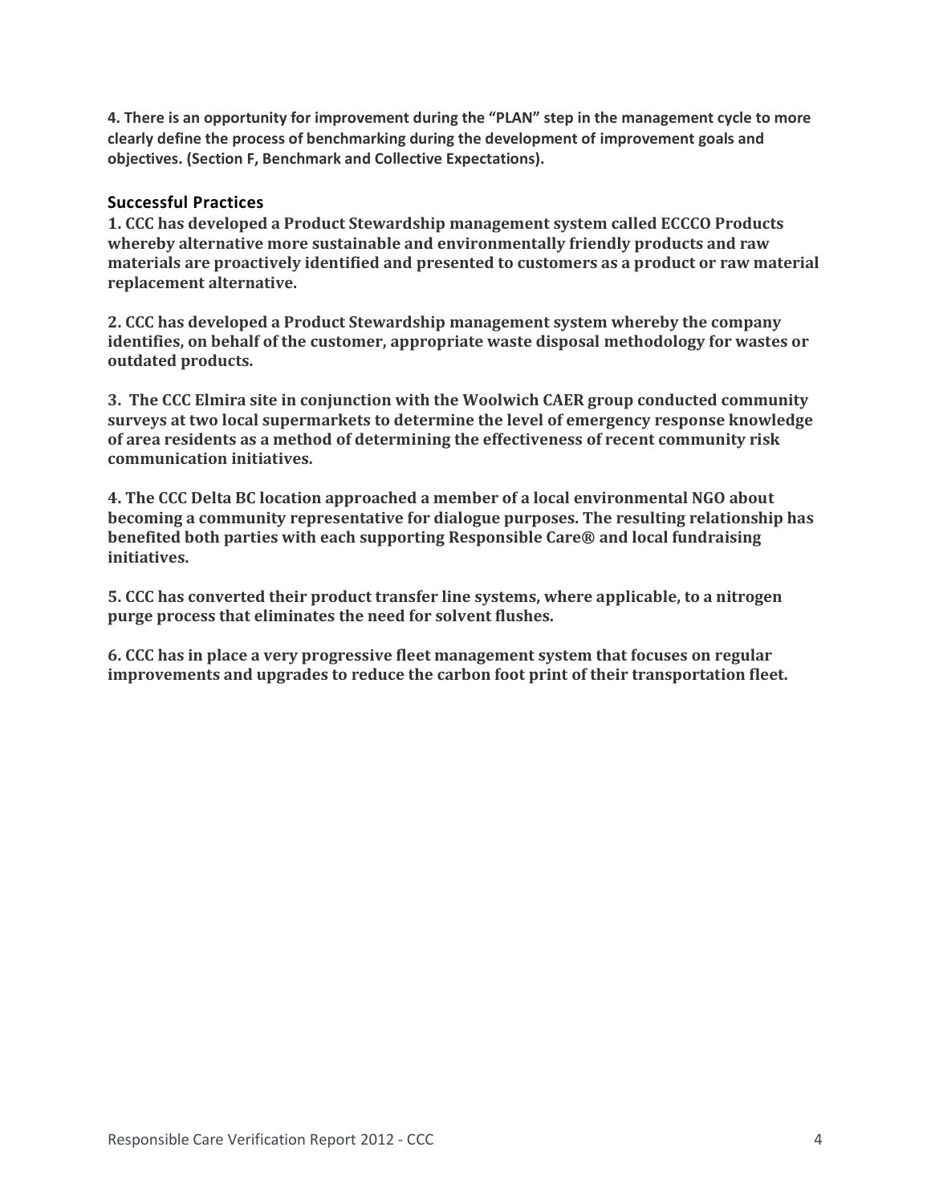**4. There is an opportunity for improvement during the "PLAN" step in the management cycle to more clearly define the process of benchmarking during the development of improvement goals and objectives. (Section F, Benchmark and Collective Expectations).**

### Successful Practices

**1. CCC has developed a Product Stewardship management system called ECCCO Products whereby alternative more sustainable and environmentally friendly products and raw materials are proactively identified and presented to customers as a product or raw material replacement alternative.**

**2. CCC has developed a Product Stewardship management system whereby the company identifies, on behalf of the customer, appropriate waste disposal methodology for wastes or outdated products.**

**3. The CCC Elmira site in conjunction with the Woolwich CAER group conducted community surveys at two local supermarkets to determine the level of emergency response knowledge of area residents as a method of determining the effectiveness of recent community risk communication initiatives.**

**4. The CCC Delta BC location approached a member of a local environmental NGO about becoming a community representative for dialogue purposes. The resulting relationship has benefited both parties with each supporting Responsible Care® and local fundraising initiatives.**

**5. CCC has converted their product transfer line systems, where applicable, to a nitrogen purge process that eliminates the need for solvent flushes.**

**6. CCC has in place a very progressive fleet management system that focuses on regular improvements and upgrades to reduce the carbon foot print of their transportation fleet.**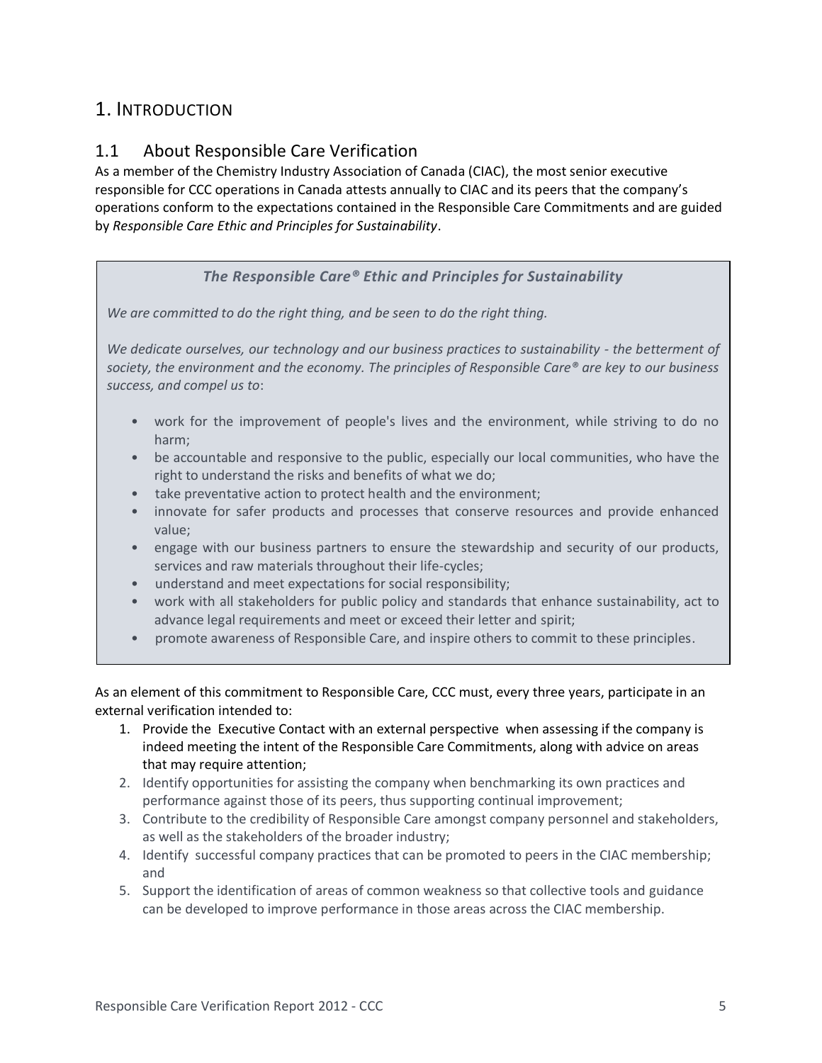# 1. Introduction

## 1.1 About Responsible Care Verification

As a member of the Chemistry Industry Association of Canada (CIAC), the most senior executive responsible for CCC operations in Canada attests annually to CIAC and its peers that the company's operations conform to the expectations contained in the Responsible Care Commitments and are guided by *Responsible Care Ethic and Principles for Sustainability*.

> ***The Responsible Care® Ethic and Principles for Sustainability***
>
> *We are committed to do the right thing, and be seen to do the right thing.*
>
> *We dedicate ourselves, our technology and our business practices to sustainability - the betterment of society, the environment and the economy. The principles of Responsible Care® are key to our business success, and compel us to*:
>
> - work for the improvement of people's lives and the environment, while striving to do no harm;
> - be accountable and responsive to the public, especially our local communities, who have the right to understand the risks and benefits of what we do;
> - take preventative action to protect health and the environment;
> - innovate for safer products and processes that conserve resources and provide enhanced value;
> - engage with our business partners to ensure the stewardship and security of our products, services and raw materials throughout their life-cycles;
> - understand and meet expectations for social responsibility;
> - work with all stakeholders for public policy and standards that enhance sustainability, act to advance legal requirements and meet or exceed their letter and spirit;
> - promote awareness of Responsible Care, and inspire others to commit to these principles.

As an element of this commitment to Responsible Care, CCC must, every three years, participate in an external verification intended to:

1. Provide the Executive Contact with an external perspective when assessing if the company is indeed meeting the intent of the Responsible Care Commitments, along with advice on areas that may require attention;
2. Identify opportunities for assisting the company when benchmarking its own practices and performance against those of its peers, thus supporting continual improvement;
3. Contribute to the credibility of Responsible Care amongst company personnel and stakeholders, as well as the stakeholders of the broader industry;
4. Identify successful company practices that can be promoted to peers in the CIAC membership; and
5. Support the identification of areas of common weakness so that collective tools and guidance can be developed to improve performance in those areas across the CIAC membership.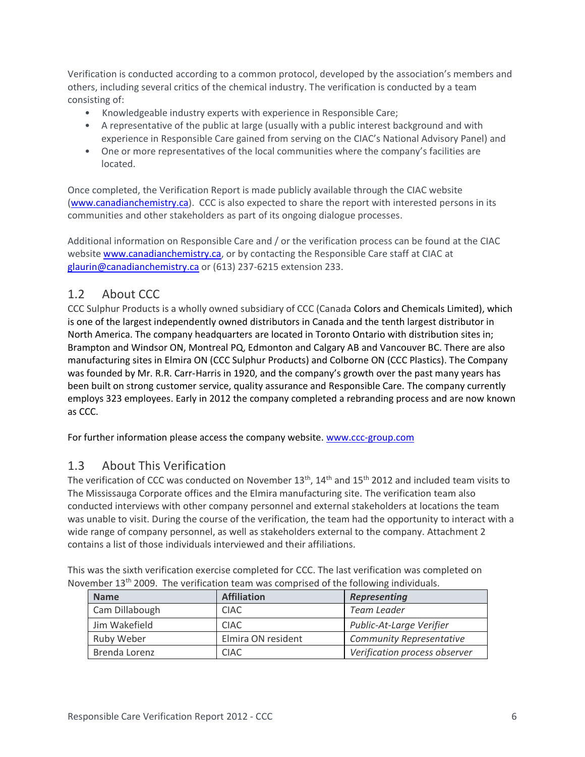Verification is conducted according to a common protocol, developed by the association's members and others, including several critics of the chemical industry. The verification is conducted by a team consisting of:

- Knowledgeable industry experts with experience in Responsible Care;
- A representative of the public at large (usually with a public interest background and with experience in Responsible Care gained from serving on the CIAC's National Advisory Panel) and
- One or more representatives of the local communities where the company's facilities are located.

Once completed, the Verification Report is made publicly available through the CIAC website (www.canadianchemistry.ca). CCC is also expected to share the report with interested persons in its communities and other stakeholders as part of its ongoing dialogue processes.

Additional information on Responsible Care and / or the verification process can be found at the CIAC website www.canadianchemistry.ca, or by contacting the Responsible Care staff at CIAC at glaurin@canadianchemistry.ca or (613) 237-6215 extension 233.

## 1.2 About CCC

CCC Sulphur Products is a wholly owned subsidiary of CCC (Canada Colors and Chemicals Limited), which is one of the largest independently owned distributors in Canada and the tenth largest distributor in North America. The company headquarters are located in Toronto Ontario with distribution sites in; Brampton and Windsor ON, Montreal PQ, Edmonton and Calgary AB and Vancouver BC. There are also manufacturing sites in Elmira ON (CCC Sulphur Products) and Colborne ON (CCC Plastics). The Company was founded by Mr. R.R. Carr-Harris in 1920, and the company's growth over the past many years has been built on strong customer service, quality assurance and Responsible Care. The company currently employs 323 employees. Early in 2012 the company completed a rebranding process and are now known as CCC.

For further information please access the company website. www.ccc-group.com

## 1.3 About This Verification

The verification of CCC was conducted on November 13th, 14th and 15th 2012 and included team visits to The Mississauga Corporate offices and the Elmira manufacturing site. The verification team also conducted interviews with other company personnel and external stakeholders at locations the team was unable to visit. During the course of the verification, the team had the opportunity to interact with a wide range of company personnel, as well as stakeholders external to the company. Attachment 2 contains a list of those individuals interviewed and their affiliations.

This was the sixth verification exercise completed for CCC. The last verification was completed on November 13th 2009. The verification team was comprised of the following individuals.

| Name | Affiliation | *Representing* |
|---|---|---|
| Cam Dillabough | CIAC | *Team Leader* |
| Jim Wakefield | CIAC | *Public-At-Large Verifier* |
| Ruby Weber | Elmira ON resident | *Community Representative* |
| Brenda Lorenz | CIAC | *Verification process observer* |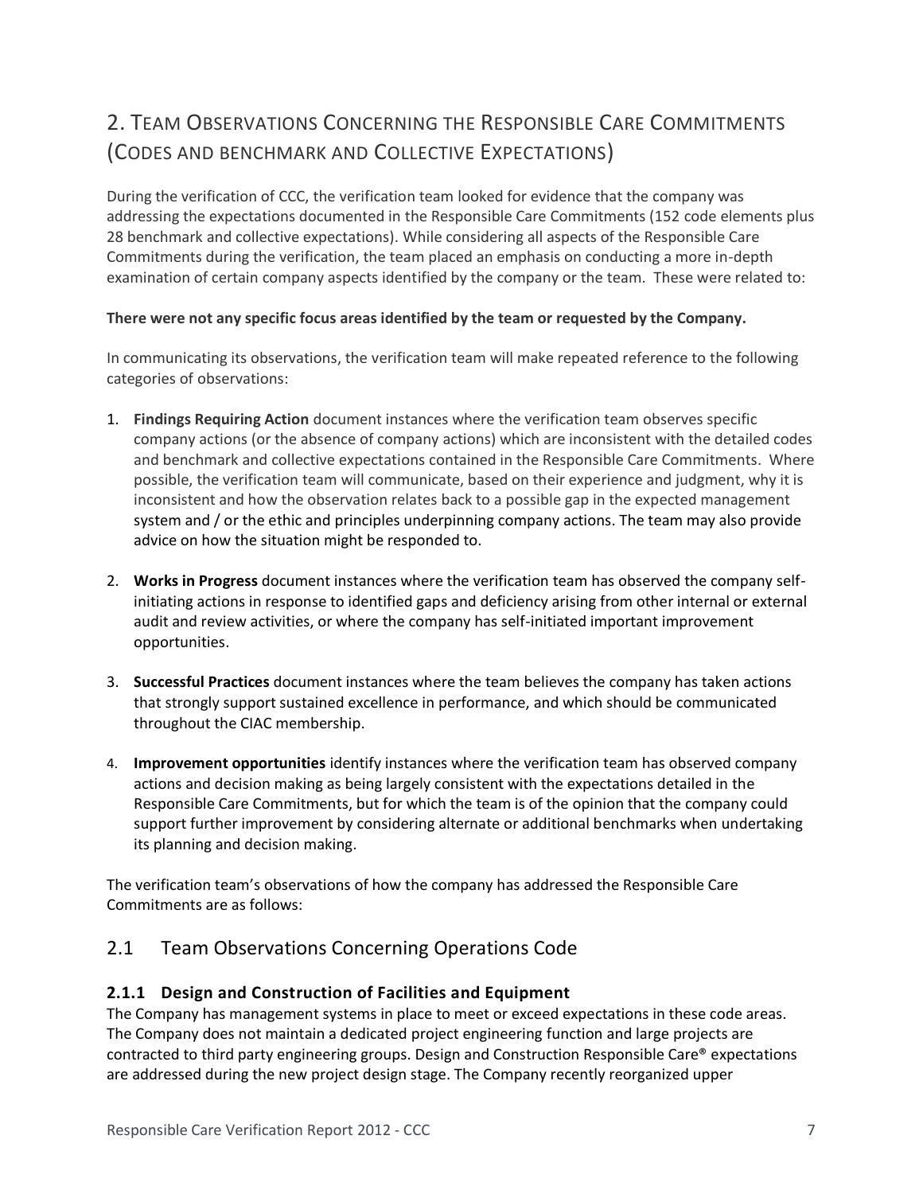## 2. Team Observations Concerning the Responsible Care Commitments (Codes and benchmark and Collective Expectations)

During the verification of CCC, the verification team looked for evidence that the company was addressing the expectations documented in the Responsible Care Commitments (152 code elements plus 28 benchmark and collective expectations). While considering all aspects of the Responsible Care Commitments during the verification, the team placed an emphasis on conducting a more in-depth examination of certain company aspects identified by the company or the team. These were related to:

**There were not any specific focus areas identified by the team or requested by the Company.**

In communicating its observations, the verification team will make repeated reference to the following categories of observations:

1. **Findings Requiring Action** document instances where the verification team observes specific company actions (or the absence of company actions) which are inconsistent with the detailed codes and benchmark and collective expectations contained in the Responsible Care Commitments. Where possible, the verification team will communicate, based on their experience and judgment, why it is inconsistent and how the observation relates back to a possible gap in the expected management system and / or the ethic and principles underpinning company actions. The team may also provide advice on how the situation might be responded to.

2. **Works in Progress** document instances where the verification team has observed the company self-initiating actions in response to identified gaps and deficiency arising from other internal or external audit and review activities, or where the company has self-initiated important improvement opportunities.

3. **Successful Practices** document instances where the team believes the company has taken actions that strongly support sustained excellence in performance, and which should be communicated throughout the CIAC membership.

4. **Improvement opportunities** identify instances where the verification team has observed company actions and decision making as being largely consistent with the expectations detailed in the Responsible Care Commitments, but for which the team is of the opinion that the company could support further improvement by considering alternate or additional benchmarks when undertaking its planning and decision making.

The verification team's observations of how the company has addressed the Responsible Care Commitments are as follows:

### 2.1 Team Observations Concerning Operations Code

#### 2.1.1 Design and Construction of Facilities and Equipment

The Company has management systems in place to meet or exceed expectations in these code areas. The Company does not maintain a dedicated project engineering function and large projects are contracted to third party engineering groups. Design and Construction Responsible Care® expectations are addressed during the new project design stage. The Company recently reorganized upper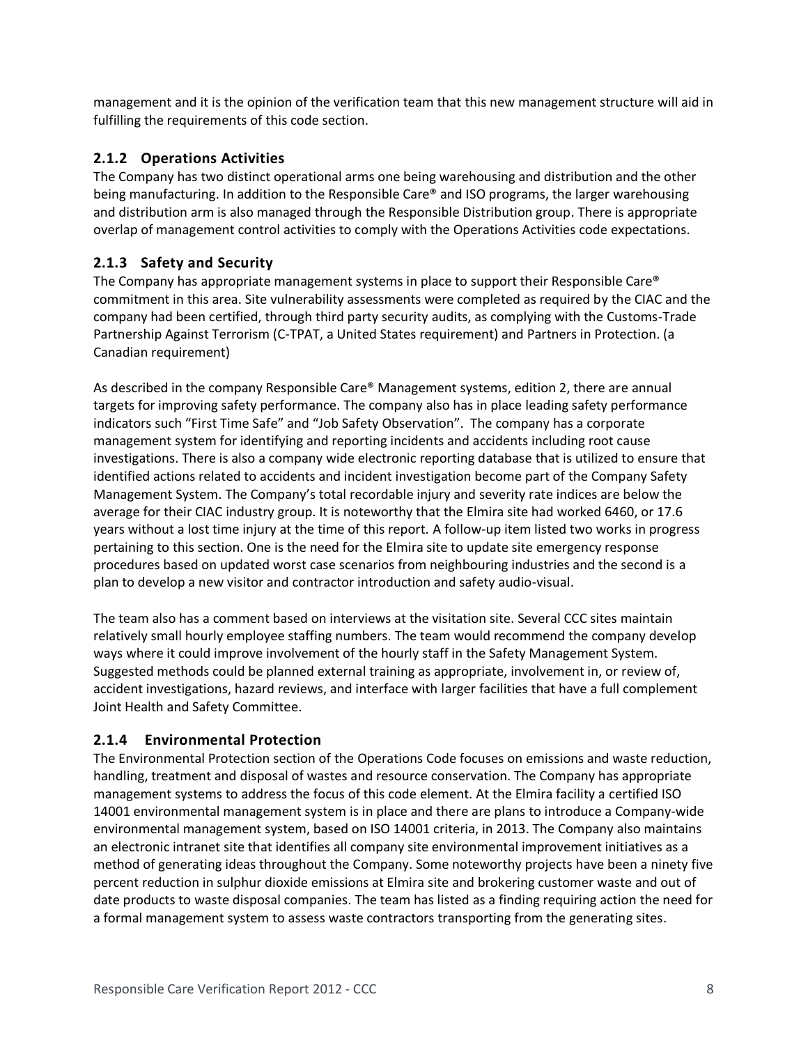management and it is the opinion of the verification team that this new management structure will aid in fulfilling the requirements of this code section.

### 2.1.2 Operations Activities

The Company has two distinct operational arms one being warehousing and distribution and the other being manufacturing. In addition to the Responsible Care® and ISO programs, the larger warehousing and distribution arm is also managed through the Responsible Distribution group. There is appropriate overlap of management control activities to comply with the Operations Activities code expectations.

### 2.1.3 Safety and Security

The Company has appropriate management systems in place to support their Responsible Care® commitment in this area. Site vulnerability assessments were completed as required by the CIAC and the company had been certified, through third party security audits, as complying with the Customs-Trade Partnership Against Terrorism (C-TPAT, a United States requirement) and Partners in Protection. (a Canadian requirement)

As described in the company Responsible Care® Management systems, edition 2, there are annual targets for improving safety performance. The company also has in place leading safety performance indicators such "First Time Safe" and "Job Safety Observation". The company has a corporate management system for identifying and reporting incidents and accidents including root cause investigations. There is also a company wide electronic reporting database that is utilized to ensure that identified actions related to accidents and incident investigation become part of the Company Safety Management System. The Company's total recordable injury and severity rate indices are below the average for their CIAC industry group. It is noteworthy that the Elmira site had worked 6460, or 17.6 years without a lost time injury at the time of this report. A follow-up item listed two works in progress pertaining to this section. One is the need for the Elmira site to update site emergency response procedures based on updated worst case scenarios from neighbouring industries and the second is a plan to develop a new visitor and contractor introduction and safety audio-visual.

The team also has a comment based on interviews at the visitation site. Several CCC sites maintain relatively small hourly employee staffing numbers. The team would recommend the company develop ways where it could improve involvement of the hourly staff in the Safety Management System. Suggested methods could be planned external training as appropriate, involvement in, or review of, accident investigations, hazard reviews, and interface with larger facilities that have a full complement Joint Health and Safety Committee.

### 2.1.4 Environmental Protection

The Environmental Protection section of the Operations Code focuses on emissions and waste reduction, handling, treatment and disposal of wastes and resource conservation. The Company has appropriate management systems to address the focus of this code element. At the Elmira facility a certified ISO 14001 environmental management system is in place and there are plans to introduce a Company-wide environmental management system, based on ISO 14001 criteria, in 2013. The Company also maintains an electronic intranet site that identifies all company site environmental improvement initiatives as a method of generating ideas throughout the Company. Some noteworthy projects have been a ninety five percent reduction in sulphur dioxide emissions at Elmira site and brokering customer waste and out of date products to waste disposal companies. The team has listed as a finding requiring action the need for a formal management system to assess waste contractors transporting from the generating sites.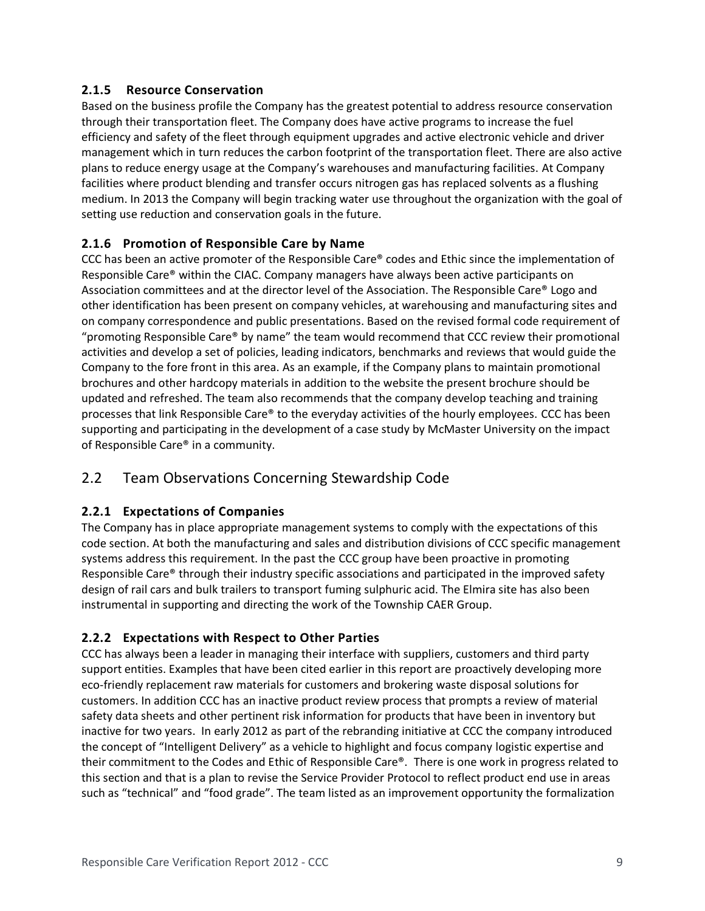### 2.1.5 Resource Conservation

Based on the business profile the Company has the greatest potential to address resource conservation through their transportation fleet. The Company does have active programs to increase the fuel efficiency and safety of the fleet through equipment upgrades and active electronic vehicle and driver management which in turn reduces the carbon footprint of the transportation fleet. There are also active plans to reduce energy usage at the Company's warehouses and manufacturing facilities. At Company facilities where product blending and transfer occurs nitrogen gas has replaced solvents as a flushing medium. In 2013 the Company will begin tracking water use throughout the organization with the goal of setting use reduction and conservation goals in the future.

### 2.1.6 Promotion of Responsible Care by Name

CCC has been an active promoter of the Responsible Care® codes and Ethic since the implementation of Responsible Care® within the CIAC. Company managers have always been active participants on Association committees and at the director level of the Association. The Responsible Care® Logo and other identification has been present on company vehicles, at warehousing and manufacturing sites and on company correspondence and public presentations. Based on the revised formal code requirement of "promoting Responsible Care® by name" the team would recommend that CCC review their promotional activities and develop a set of policies, leading indicators, benchmarks and reviews that would guide the Company to the fore front in this area. As an example, if the Company plans to maintain promotional brochures and other hardcopy materials in addition to the website the present brochure should be updated and refreshed. The team also recommends that the company develop teaching and training processes that link Responsible Care® to the everyday activities of the hourly employees. CCC has been supporting and participating in the development of a case study by McMaster University on the impact of Responsible Care® in a community.

## 2.2 Team Observations Concerning Stewardship Code

### 2.2.1 Expectations of Companies

The Company has in place appropriate management systems to comply with the expectations of this code section. At both the manufacturing and sales and distribution divisions of CCC specific management systems address this requirement. In the past the CCC group have been proactive in promoting Responsible Care® through their industry specific associations and participated in the improved safety design of rail cars and bulk trailers to transport fuming sulphuric acid. The Elmira site has also been instrumental in supporting and directing the work of the Township CAER Group.

### 2.2.2 Expectations with Respect to Other Parties

CCC has always been a leader in managing their interface with suppliers, customers and third party support entities. Examples that have been cited earlier in this report are proactively developing more eco-friendly replacement raw materials for customers and brokering waste disposal solutions for customers. In addition CCC has an inactive product review process that prompts a review of material safety data sheets and other pertinent risk information for products that have been in inventory but inactive for two years. In early 2012 as part of the rebranding initiative at CCC the company introduced the concept of "Intelligent Delivery" as a vehicle to highlight and focus company logistic expertise and their commitment to the Codes and Ethic of Responsible Care®. There is one work in progress related to this section and that is a plan to revise the Service Provider Protocol to reflect product end use in areas such as "technical" and "food grade". The team listed as an improvement opportunity the formalization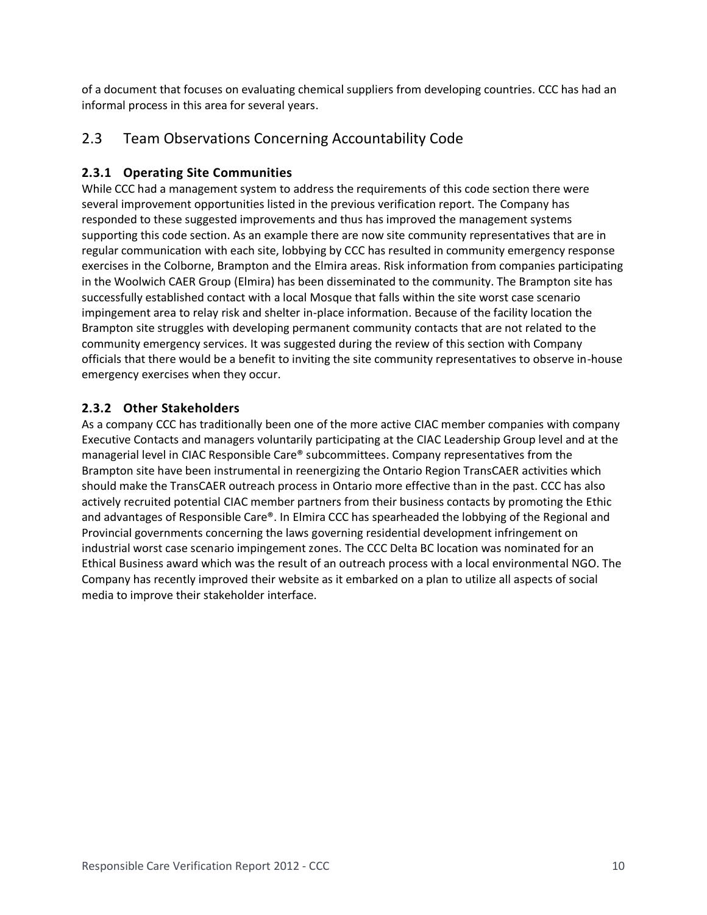of a document that focuses on evaluating chemical suppliers from developing countries. CCC has had an informal process in this area for several years.

## 2.3 Team Observations Concerning Accountability Code

### 2.3.1 Operating Site Communities

While CCC had a management system to address the requirements of this code section there were several improvement opportunities listed in the previous verification report. The Company has responded to these suggested improvements and thus has improved the management systems supporting this code section. As an example there are now site community representatives that are in regular communication with each site, lobbying by CCC has resulted in community emergency response exercises in the Colborne, Brampton and the Elmira areas. Risk information from companies participating in the Woolwich CAER Group (Elmira) has been disseminated to the community. The Brampton site has successfully established contact with a local Mosque that falls within the site worst case scenario impingement area to relay risk and shelter in-place information. Because of the facility location the Brampton site struggles with developing permanent community contacts that are not related to the community emergency services. It was suggested during the review of this section with Company officials that there would be a benefit to inviting the site community representatives to observe in-house emergency exercises when they occur.

### 2.3.2 Other Stakeholders

As a company CCC has traditionally been one of the more active CIAC member companies with company Executive Contacts and managers voluntarily participating at the CIAC Leadership Group level and at the managerial level in CIAC Responsible Care® subcommittees. Company representatives from the Brampton site have been instrumental in reenergizing the Ontario Region TransCAER activities which should make the TransCAER outreach process in Ontario more effective than in the past. CCC has also actively recruited potential CIAC member partners from their business contacts by promoting the Ethic and advantages of Responsible Care®. In Elmira CCC has spearheaded the lobbying of the Regional and Provincial governments concerning the laws governing residential development infringement on industrial worst case scenario impingement zones. The CCC Delta BC location was nominated for an Ethical Business award which was the result of an outreach process with a local environmental NGO. The Company has recently improved their website as it embarked on a plan to utilize all aspects of social media to improve their stakeholder interface.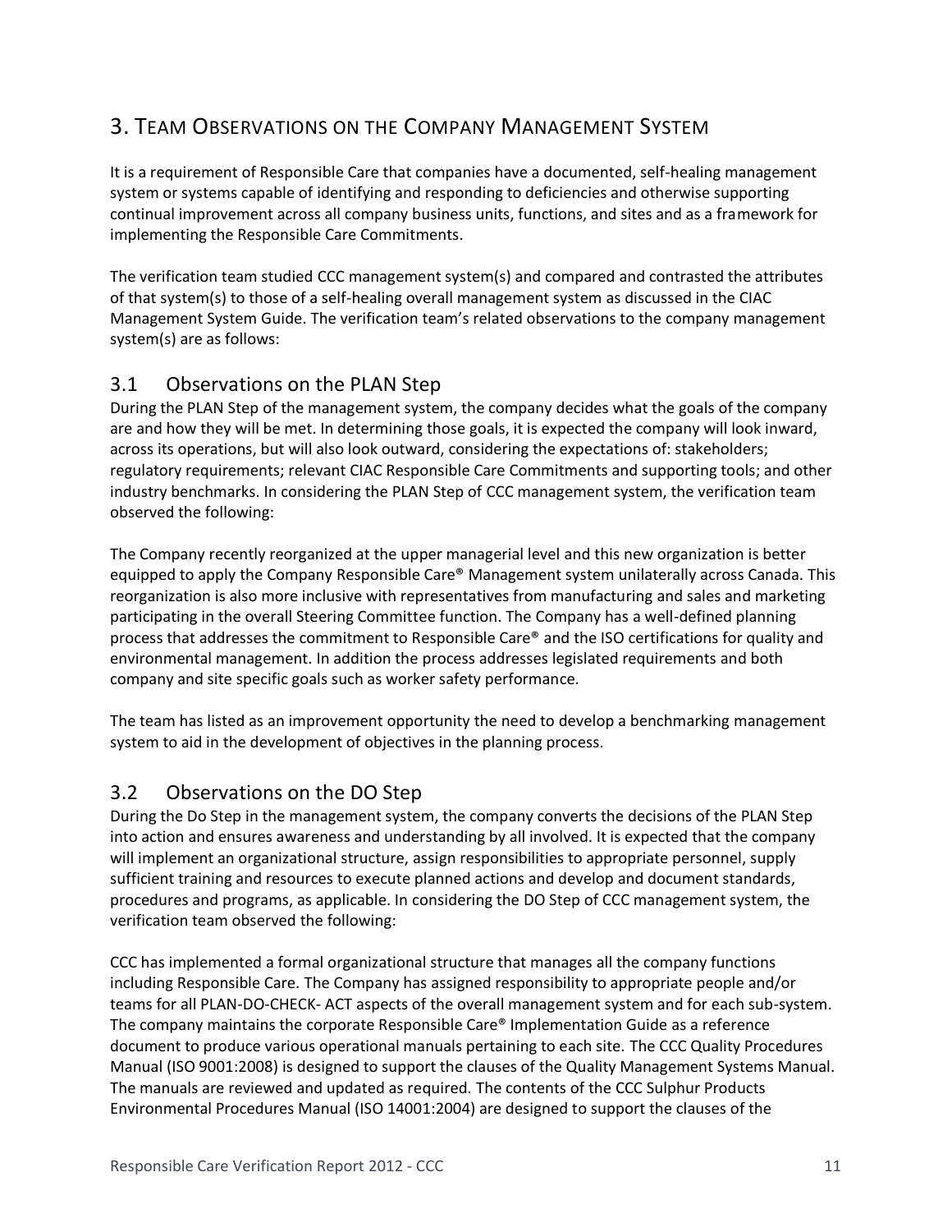## 3. Team Observations on the Company Management System

It is a requirement of Responsible Care that companies have a documented, self-healing management system or systems capable of identifying and responding to deficiencies and otherwise supporting continual improvement across all company business units, functions, and sites and as a framework for implementing the Responsible Care Commitments.

The verification team studied CCC management system(s) and compared and contrasted the attributes of that system(s) to those of a self-healing overall management system as discussed in the CIAC Management System Guide. The verification team's related observations to the company management system(s) are as follows:

### 3.1 Observations on the PLAN Step

During the PLAN Step of the management system, the company decides what the goals of the company are and how they will be met. In determining those goals, it is expected the company will look inward, across its operations, but will also look outward, considering the expectations of: stakeholders; regulatory requirements; relevant CIAC Responsible Care Commitments and supporting tools; and other industry benchmarks. In considering the PLAN Step of CCC management system, the verification team observed the following:

The Company recently reorganized at the upper managerial level and this new organization is better equipped to apply the Company Responsible Care® Management system unilaterally across Canada. This reorganization is also more inclusive with representatives from manufacturing and sales and marketing participating in the overall Steering Committee function. The Company has a well-defined planning process that addresses the commitment to Responsible Care® and the ISO certifications for quality and environmental management. In addition the process addresses legislated requirements and both company and site specific goals such as worker safety performance.

The team has listed as an improvement opportunity the need to develop a benchmarking management system to aid in the development of objectives in the planning process.

### 3.2 Observations on the DO Step

During the Do Step in the management system, the company converts the decisions of the PLAN Step into action and ensures awareness and understanding by all involved. It is expected that the company will implement an organizational structure, assign responsibilities to appropriate personnel, supply sufficient training and resources to execute planned actions and develop and document standards, procedures and programs, as applicable. In considering the DO Step of CCC management system, the verification team observed the following:

CCC has implemented a formal organizational structure that manages all the company functions including Responsible Care. The Company has assigned responsibility to appropriate people and/or teams for all PLAN-DO-CHECK- ACT aspects of the overall management system and for each sub-system. The company maintains the corporate Responsible Care® Implementation Guide as a reference document to produce various operational manuals pertaining to each site. The CCC Quality Procedures Manual (ISO 9001:2008) is designed to support the clauses of the Quality Management Systems Manual. The manuals are reviewed and updated as required. The contents of the CCC Sulphur Products Environmental Procedures Manual (ISO 14001:2004) are designed to support the clauses of the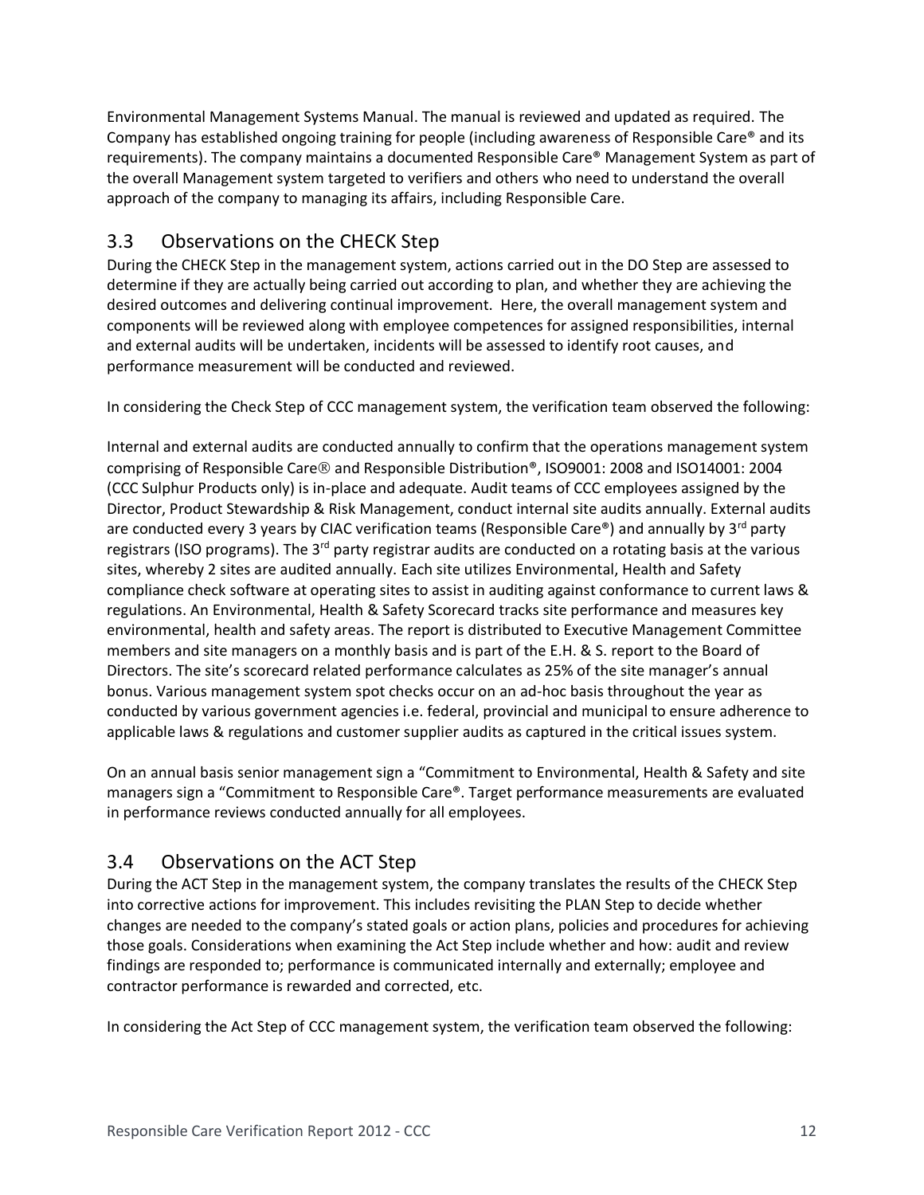Environmental Management Systems Manual. The manual is reviewed and updated as required. The Company has established ongoing training for people (including awareness of Responsible Care® and its requirements). The company maintains a documented Responsible Care® Management System as part of the overall Management system targeted to verifiers and others who need to understand the overall approach of the company to managing its affairs, including Responsible Care.

## 3.3 Observations on the CHECK Step

During the CHECK Step in the management system, actions carried out in the DO Step are assessed to determine if they are actually being carried out according to plan, and whether they are achieving the desired outcomes and delivering continual improvement. Here, the overall management system and components will be reviewed along with employee competences for assigned responsibilities, internal and external audits will be undertaken, incidents will be assessed to identify root causes, and performance measurement will be conducted and reviewed.

In considering the Check Step of CCC management system, the verification team observed the following:

Internal and external audits are conducted annually to confirm that the operations management system comprising of Responsible Care® and Responsible Distribution®, ISO9001: 2008 and ISO14001: 2004 (CCC Sulphur Products only) is in-place and adequate. Audit teams of CCC employees assigned by the Director, Product Stewardship & Risk Management, conduct internal site audits annually. External audits are conducted every 3 years by CIAC verification teams (Responsible Care®) and annually by 3rd party registrars (ISO programs). The 3rd party registrar audits are conducted on a rotating basis at the various sites, whereby 2 sites are audited annually. Each site utilizes Environmental, Health and Safety compliance check software at operating sites to assist in auditing against conformance to current laws & regulations. An Environmental, Health & Safety Scorecard tracks site performance and measures key environmental, health and safety areas. The report is distributed to Executive Management Committee members and site managers on a monthly basis and is part of the E.H. & S. report to the Board of Directors. The site's scorecard related performance calculates as 25% of the site manager's annual bonus. Various management system spot checks occur on an ad-hoc basis throughout the year as conducted by various government agencies i.e. federal, provincial and municipal to ensure adherence to applicable laws & regulations and customer supplier audits as captured in the critical issues system.

On an annual basis senior management sign a "Commitment to Environmental, Health & Safety and site managers sign a "Commitment to Responsible Care®. Target performance measurements are evaluated in performance reviews conducted annually for all employees.

## 3.4 Observations on the ACT Step

During the ACT Step in the management system, the company translates the results of the CHECK Step into corrective actions for improvement. This includes revisiting the PLAN Step to decide whether changes are needed to the company's stated goals or action plans, policies and procedures for achieving those goals. Considerations when examining the Act Step include whether and how: audit and review findings are responded to; performance is communicated internally and externally; employee and contractor performance is rewarded and corrected, etc.

In considering the Act Step of CCC management system, the verification team observed the following: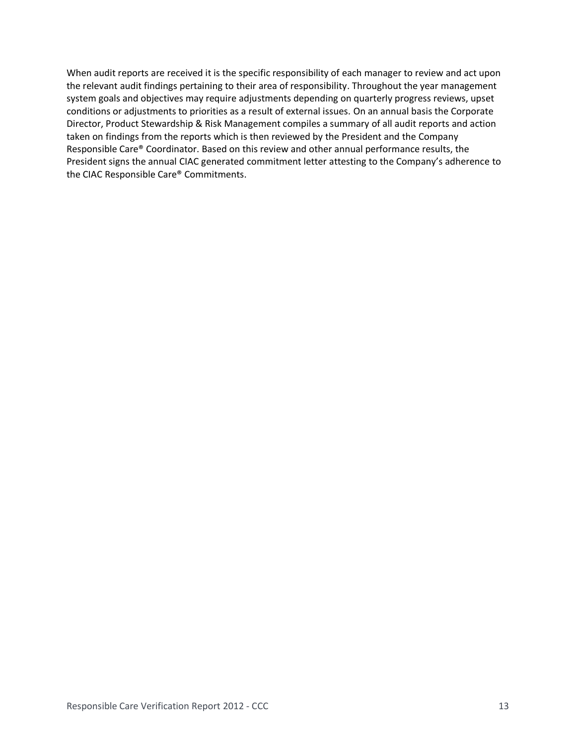When audit reports are received it is the specific responsibility of each manager to review and act upon the relevant audit findings pertaining to their area of responsibility. Throughout the year management system goals and objectives may require adjustments depending on quarterly progress reviews, upset conditions or adjustments to priorities as a result of external issues. On an annual basis the Corporate Director, Product Stewardship & Risk Management compiles a summary of all audit reports and action taken on findings from the reports which is then reviewed by the President and the Company Responsible Care® Coordinator. Based on this review and other annual performance results, the President signs the annual CIAC generated commitment letter attesting to the Company's adherence to the CIAC Responsible Care® Commitments.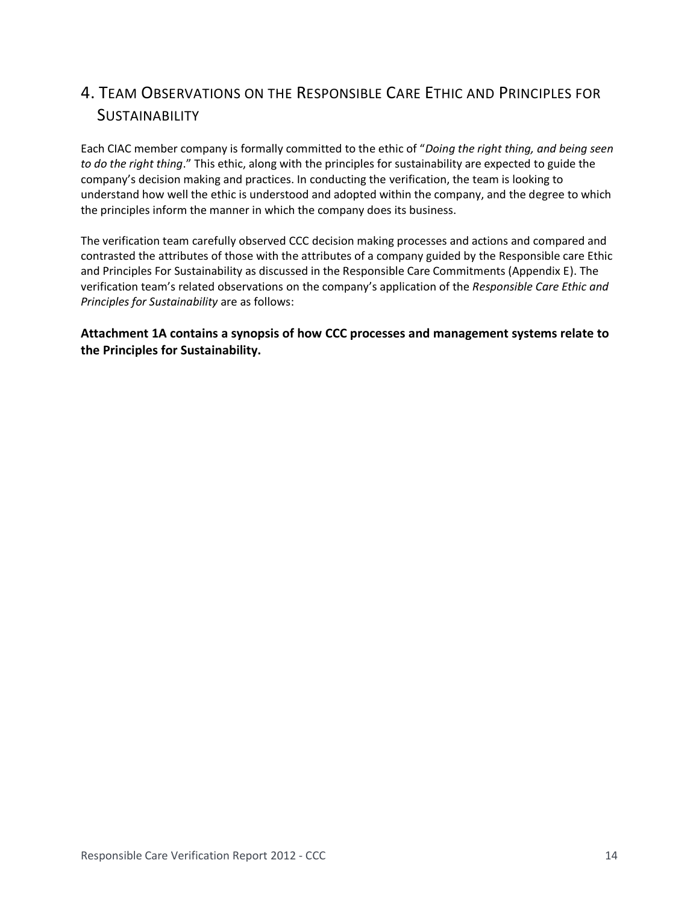# 4. Team Observations on the Responsible Care Ethic and Principles for Sustainability

Each CIAC member company is formally committed to the ethic of "*Doing the right thing, and being seen to do the right thing*." This ethic, along with the principles for sustainability are expected to guide the company's decision making and practices. In conducting the verification, the team is looking to understand how well the ethic is understood and adopted within the company, and the degree to which the principles inform the manner in which the company does its business.

The verification team carefully observed CCC decision making processes and actions and compared and contrasted the attributes of those with the attributes of a company guided by the Responsible care Ethic and Principles For Sustainability as discussed in the Responsible Care Commitments (Appendix E). The verification team's related observations on the company's application of the *Responsible Care Ethic and Principles for Sustainability* are as follows:

**Attachment 1A contains a synopsis of how CCC processes and management systems relate to the Principles for Sustainability.**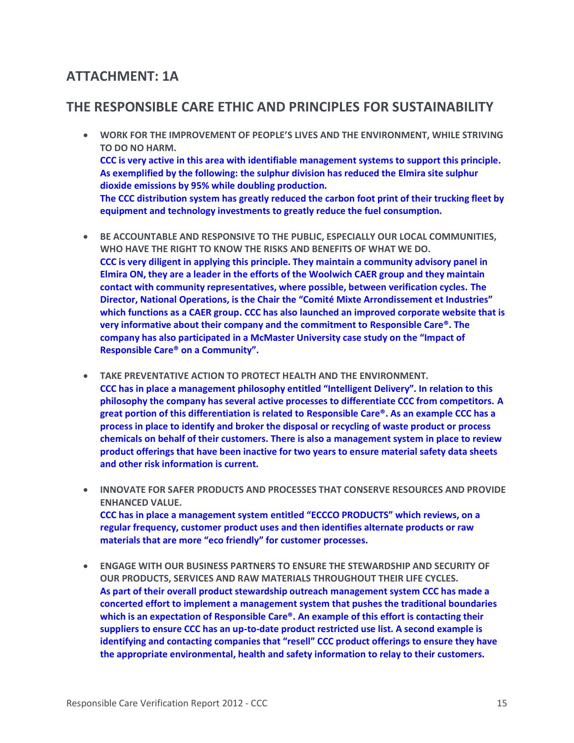## ATTACHMENT: 1A

## THE RESPONSIBLE CARE ETHIC AND PRINCIPLES FOR SUSTAINABILITY

- **WORK FOR THE IMPROVEMENT OF PEOPLE'S LIVES AND THE ENVIRONMENT, WHILE STRIVING TO DO NO HARM.**
  **CCC is very active in this area with identifiable management systems to support this principle. As exemplified by the following: the sulphur division has reduced the Elmira site sulphur dioxide emissions by 95% while doubling production.**
  **The CCC distribution system has greatly reduced the carbon foot print of their trucking fleet by equipment and technology investments to greatly reduce the fuel consumption.**

- **BE ACCOUNTABLE AND RESPONSIVE TO THE PUBLIC, ESPECIALLY OUR LOCAL COMMUNITIES, WHO HAVE THE RIGHT TO KNOW THE RISKS AND BENEFITS OF WHAT WE DO.**
  **CCC is very diligent in applying this principle. They maintain a community advisory panel in Elmira ON, they are a leader in the efforts of the Woolwich CAER group and they maintain contact with community representatives, where possible, between verification cycles. The Director, National Operations, is the Chair the "Comité Mixte Arrondissement et Industries" which functions as a CAER group. CCC has also launched an improved corporate website that is very informative about their company and the commitment to Responsible Care®. The company has also participated in a McMaster University case study on the "Impact of Responsible Care® on a Community".**

- **TAKE PREVENTATIVE ACTION TO PROTECT HEALTH AND THE ENVIRONMENT.**
  **CCC has in place a management philosophy entitled "Intelligent Delivery". In relation to this philosophy the company has several active processes to differentiate CCC from competitors. A great portion of this differentiation is related to Responsible Care®. As an example CCC has a process in place to identify and broker the disposal or recycling of waste product or process chemicals on behalf of their customers. There is also a management system in place to review product offerings that have been inactive for two years to ensure material safety data sheets and other risk information is current.**

- **INNOVATE FOR SAFER PRODUCTS AND PROCESSES THAT CONSERVE RESOURCES AND PROVIDE ENHANCED VALUE.**
  **CCC has in place a management system entitled "ECCCO PRODUCTS" which reviews, on a regular frequency, customer product uses and then identifies alternate products or raw materials that are more "eco friendly" for customer processes.**

- **ENGAGE WITH OUR BUSINESS PARTNERS TO ENSURE THE STEWARDSHIP AND SECURITY OF OUR PRODUCTS, SERVICES AND RAW MATERIALS THROUGHOUT THEIR LIFE CYCLES.**
  **As part of their overall product stewardship outreach management system CCC has made a concerted effort to implement a management system that pushes the traditional boundaries which is an expectation of Responsible Care®. An example of this effort is contacting their suppliers to ensure CCC has an up-to-date product restricted use list. A second example is identifying and contacting companies that "resell" CCC product offerings to ensure they have the appropriate environmental, health and safety information to relay to their customers.**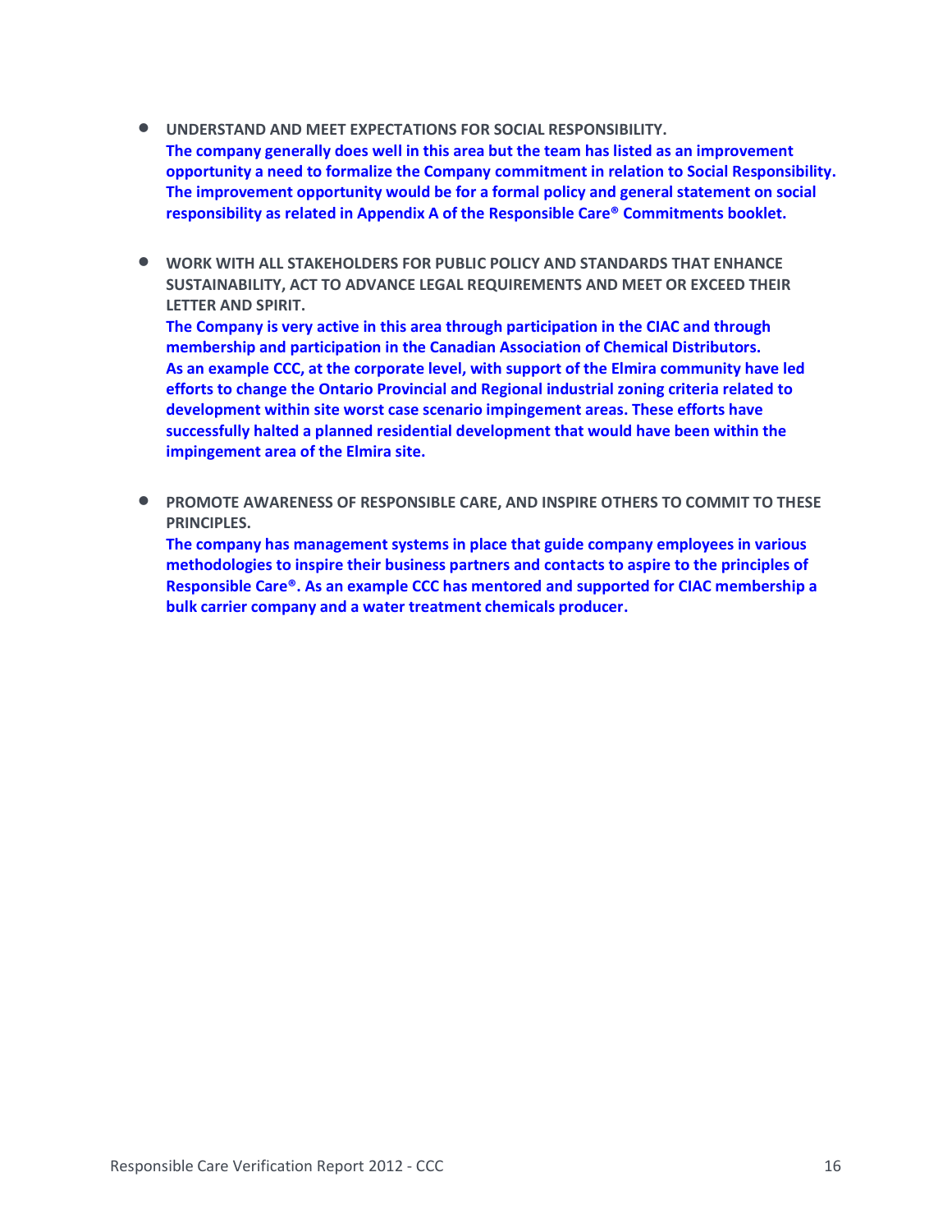- **UNDERSTAND AND MEET EXPECTATIONS FOR SOCIAL RESPONSIBILITY.**
  **The company generally does well in this area but the team has listed as an improvement opportunity a need to formalize the Company commitment in relation to Social Responsibility. The improvement opportunity would be for a formal policy and general statement on social responsibility as related in Appendix A of the Responsible Care® Commitments booklet.**

- **WORK WITH ALL STAKEHOLDERS FOR PUBLIC POLICY AND STANDARDS THAT ENHANCE SUSTAINABILITY, ACT TO ADVANCE LEGAL REQUIREMENTS AND MEET OR EXCEED THEIR LETTER AND SPIRIT.**
  **The Company is very active in this area through participation in the CIAC and through membership and participation in the Canadian Association of Chemical Distributors. As an example CCC, at the corporate level, with support of the Elmira community have led efforts to change the Ontario Provincial and Regional industrial zoning criteria related to development within site worst case scenario impingement areas. These efforts have successfully halted a planned residential development that would have been within the impingement area of the Elmira site.**

- **PROMOTE AWARENESS OF RESPONSIBLE CARE, AND INSPIRE OTHERS TO COMMIT TO THESE PRINCIPLES.**
  **The company has management systems in place that guide company employees in various methodologies to inspire their business partners and contacts to aspire to the principles of Responsible Care®. As an example CCC has mentored and supported for CIAC membership a bulk carrier company and a water treatment chemicals producer.**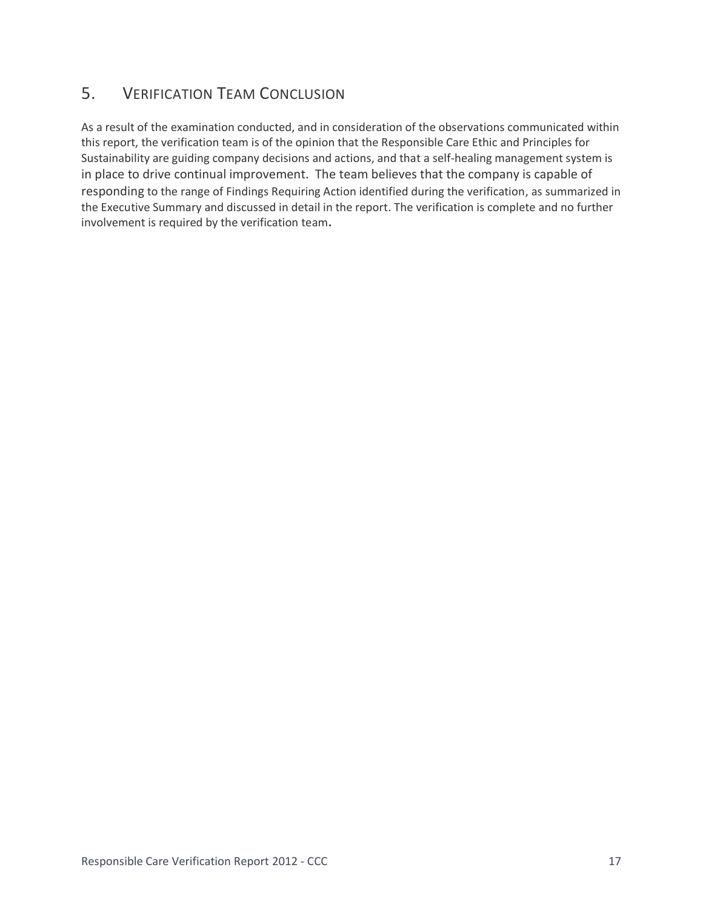## 5. Verification Team Conclusion

As a result of the examination conducted, and in consideration of the observations communicated within this report, the verification team is of the opinion that the Responsible Care Ethic and Principles for Sustainability are guiding company decisions and actions, and that a self-healing management system is in place to drive continual improvement. The team believes that the company is capable of responding to the range of Findings Requiring Action identified during the verification, as summarized in the Executive Summary and discussed in detail in the report. The verification is complete and no further involvement is required by the verification team.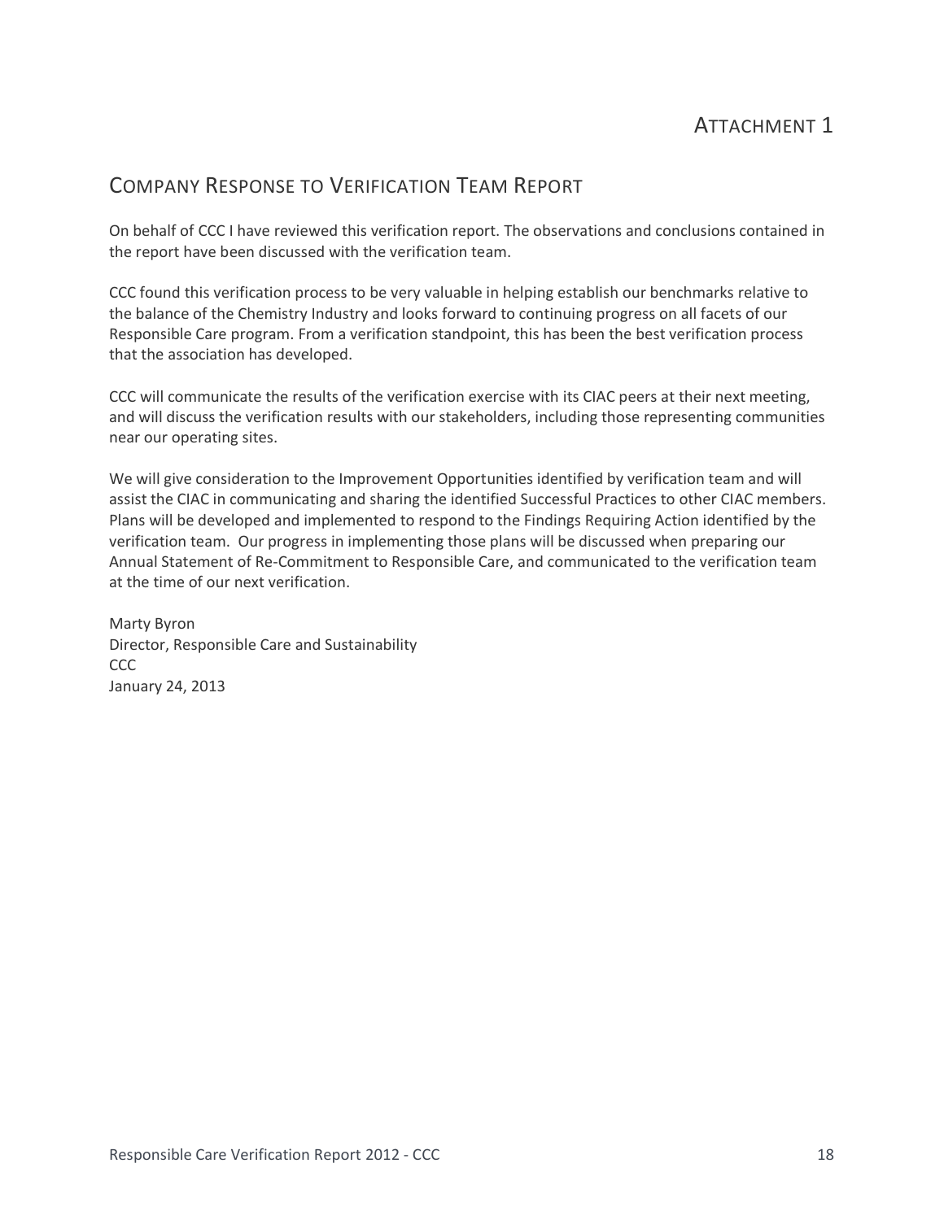# Attachment 1

## Company Response to Verification Team Report

On behalf of CCC I have reviewed this verification report. The observations and conclusions contained in the report have been discussed with the verification team.

CCC found this verification process to be very valuable in helping establish our benchmarks relative to the balance of the Chemistry Industry and looks forward to continuing progress on all facets of our Responsible Care program. From a verification standpoint, this has been the best verification process that the association has developed.

CCC will communicate the results of the verification exercise with its CIAC peers at their next meeting, and will discuss the verification results with our stakeholders, including those representing communities near our operating sites.

We will give consideration to the Improvement Opportunities identified by verification team and will assist the CIAC in communicating and sharing the identified Successful Practices to other CIAC members. Plans will be developed and implemented to respond to the Findings Requiring Action identified by the verification team. Our progress in implementing those plans will be discussed when preparing our Annual Statement of Re-Commitment to Responsible Care, and communicated to the verification team at the time of our next verification.

Marty Byron
Director, Responsible Care and Sustainability
CCC
January 24, 2013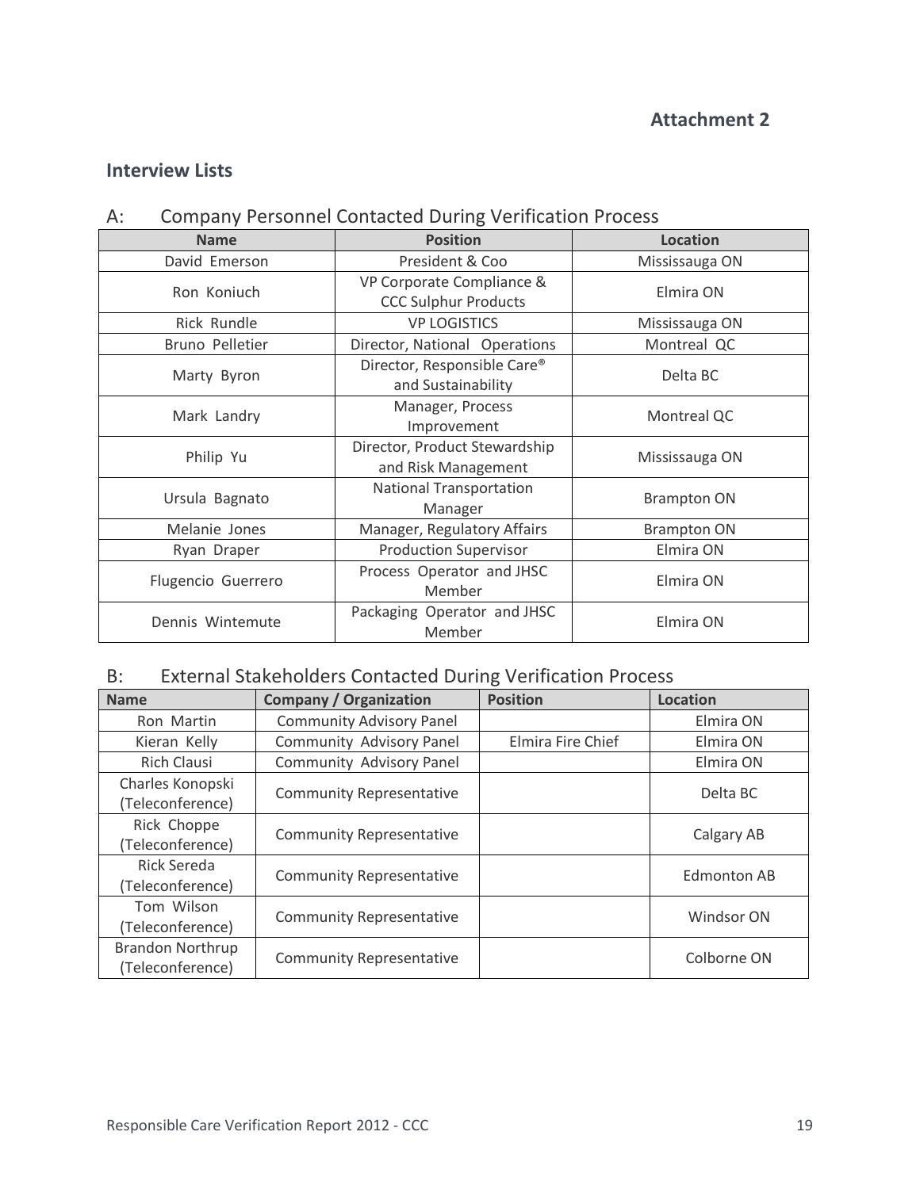**Attachment 2**

## Interview Lists

### A: Company Personnel Contacted During Verification Process

| Name | Position | Location |
|---|---|---|
| David Emerson | President & Coo | Mississauga ON |
| Ron Koniuch | VP Corporate Compliance & CCC Sulphur Products | Elmira ON |
| Rick Rundle | VP LOGISTICS | Mississauga ON |
| Bruno Pelletier | Director, National Operations | Montreal QC |
| Marty Byron | Director, Responsible Care® and Sustainability | Delta BC |
| Mark Landry | Manager, Process Improvement | Montreal QC |
| Philip Yu | Director, Product Stewardship and Risk Management | Mississauga ON |
| Ursula Bagnato | National Transportation Manager | Brampton ON |
| Melanie Jones | Manager, Regulatory Affairs | Brampton ON |
| Ryan Draper | Production Supervisor | Elmira ON |
| Flugencio Guerrero | Process Operator and JHSC Member | Elmira ON |
| Dennis Wintemute | Packaging Operator and JHSC Member | Elmira ON |

### B: External Stakeholders Contacted During Verification Process

| Name | Company / Organization | Position | Location |
|---|---|---|---|
| Ron Martin | Community Advisory Panel | | Elmira ON |
| Kieran Kelly | Community Advisory Panel | Elmira Fire Chief | Elmira ON |
| Rich Clausi | Community Advisory Panel | | Elmira ON |
| Charles Konopski (Teleconference) | Community Representative | | Delta BC |
| Rick Choppe (Teleconference) | Community Representative | | Calgary AB |
| Rick Sereda (Teleconference) | Community Representative | | Edmonton AB |
| Tom Wilson (Teleconference) | Community Representative | | Windsor ON |
| Brandon Northrup (Teleconference) | Community Representative | | Colborne ON |